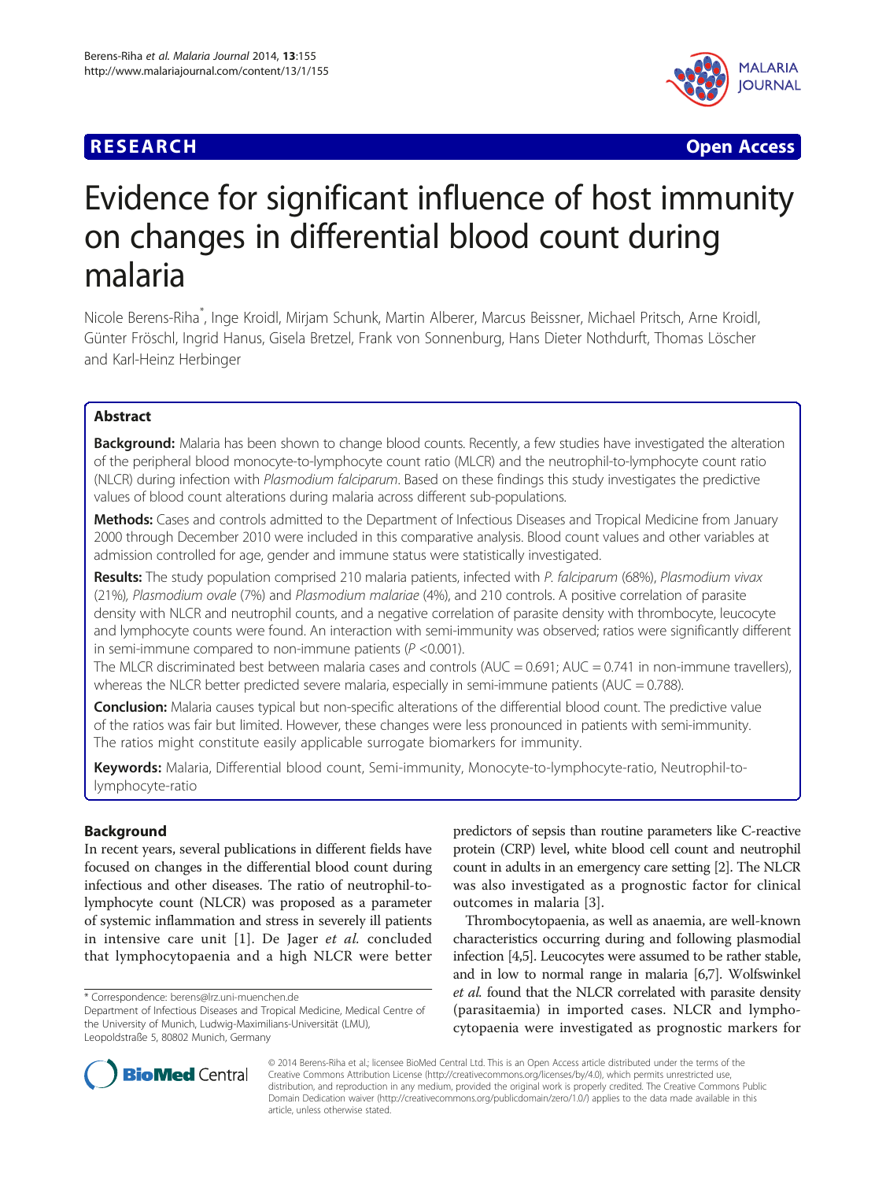RESEARCH Open Access

# Evidence for significant influence of host immunity on changes in differential blood count during malaria

Nicole Berens-Riha[*], Inge Kroidl, Mirjam Schunk, Martin Alberer, Marcus Beissner, Michael Pritsch, Arne Kroidl, Günter Fröschl, Ingrid Hanus, Gisela Bretzel, Frank von Sonnenburg, Hans Dieter Nothdurft, Thomas Löscher and Karl-Heinz Herbinger

## Abstract

**Background:** Malaria has been shown to change blood counts. Recently, a few studies have investigated the alteration of the peripheral blood monocyte-to-lymphocyte count ratio (MLCR) and the neutrophil-to-lymphocyte count ratio (NLCR) during infection with *Plasmodium falciparum*. Based on these findings this study investigates the predictive values of blood count alterations during malaria across different sub-populations.

**Methods:** Cases and controls admitted to the Department of Infectious Diseases and Tropical Medicine from January 2000 through December 2010 were included in this comparative analysis. Blood count values and other variables at admission controlled for age, gender and immune status were statistically investigated.

**Results:** The study population comprised 210 malaria patients, infected with *P. falciparum* (68%), *Plasmodium vivax* (21%), *Plasmodium ovale* (7%) and *Plasmodium malariae* (4%), and 210 controls. A positive correlation of parasite density with NLCR and neutrophil counts, and a negative correlation of parasite density with thrombocyte, leucocyte and lymphocyte counts were found. An interaction with semi-immunity was observed; ratios were significantly different in semi-immune compared to non-immune patients ($P < 0.001$).

The MLCR discriminated best between malaria cases and controls (AUC = 0.691; AUC = 0.741 in non-immune travellers), whereas the NLCR better predicted severe malaria, especially in semi-immune patients (AUC = 0.788).

**Conclusion:** Malaria causes typical but non-specific alterations of the differential blood count. The predictive value of the ratios was fair but limited. However, these changes were less pronounced in patients with semi-immunity. The ratios might constitute easily applicable surrogate biomarkers for immunity.

**Keywords:** Malaria, Differential blood count, Semi-immunity, Monocyte-to-lymphocyte-ratio, Neutrophil-to-lymphocyte-ratio

## Background

In recent years, several publications in different fields have focused on changes in the differential blood count during infectious and other diseases. The ratio of neutrophil-to-lymphocyte count (NLCR) was proposed as a parameter of systemic inflammation and stress in severely ill patients in intensive care unit [1]. De Jager *et al.* concluded that lymphocytopaenia and a high NLCR were better predictors of sepsis than routine parameters like C-reactive protein (CRP) level, white blood cell count and neutrophil count in adults in an emergency care setting [2]. The NLCR was also investigated as a prognostic factor for clinical outcomes in malaria [3].

Thrombocytopaenia, as well as anaemia, are well-known characteristics occurring during and following plasmodial infection [4,5]. Leucocytes were assumed to be rather stable, and in low to normal range in malaria [6,7]. Wolfswinkel *et al.* found that the NLCR correlated with parasite density (parasitaemia) in imported cases. NLCR and lymphocytopaenia were investigated as prognostic markers for

\* Correspondence: berens@lrz.uni-muenchen.de
Department of Infectious Diseases and Tropical Medicine, Medical Centre of the University of Munich, Ludwig-Maximilians-Universität (LMU), Leopoldstraße 5, 80802 Munich, Germany

© 2014 Berens-Riha et al.; licensee BioMed Central Ltd. This is an Open Access article distributed under the terms of the Creative Commons Attribution License (http://creativecommons.org/licenses/by/4.0), which permits unrestricted use, distribution, and reproduction in any medium, provided the original work is properly credited. The Creative Commons Public Domain Dedication waiver (http://creativecommons.org/publicdomain/zero/1.0/) applies to the data made available in this article, unless otherwise stated.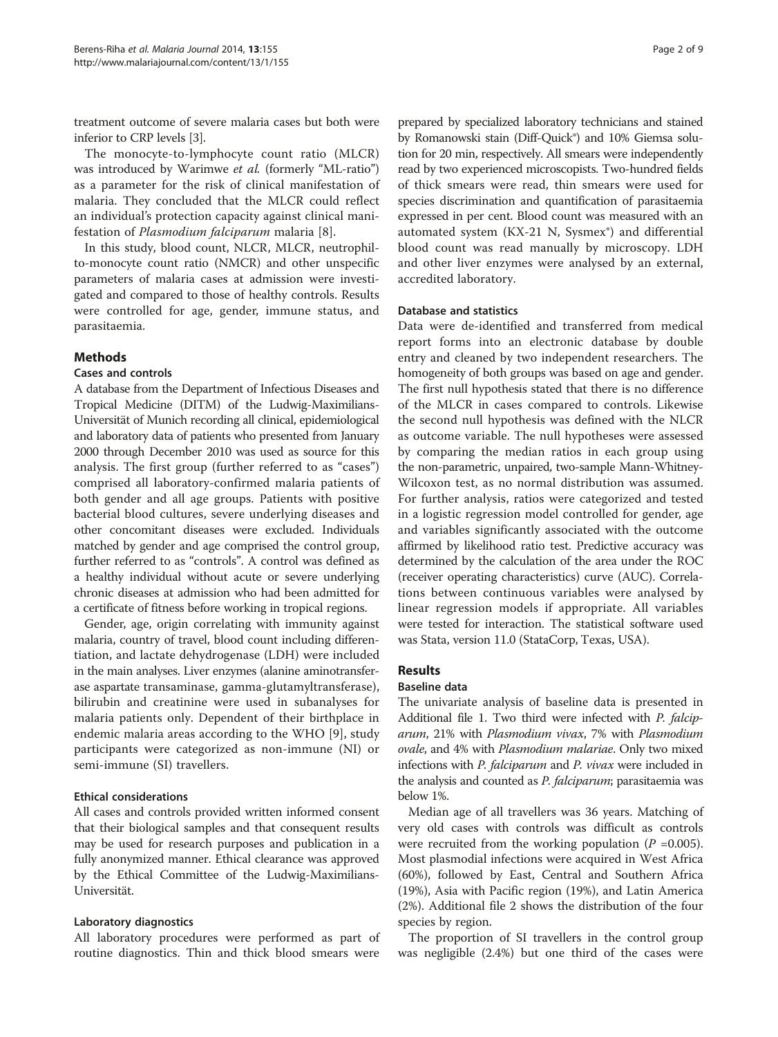treatment outcome of severe malaria cases but both were inferior to CRP levels [3].

The monocyte-to-lymphocyte count ratio (MLCR) was introduced by Warimwe *et al.* (formerly "ML-ratio") as a parameter for the risk of clinical manifestation of malaria. They concluded that the MLCR could reflect an individual's protection capacity against clinical manifestation of *Plasmodium falciparum* malaria [8].

In this study, blood count, NLCR, MLCR, neutrophil-to-monocyte count ratio (NMCR) and other unspecific parameters of malaria cases at admission were investigated and compared to those of healthy controls. Results were controlled for age, gender, immune status, and parasitaemia.

## Methods

### Cases and controls

A database from the Department of Infectious Diseases and Tropical Medicine (DITM) of the Ludwig-Maximilians-Universität of Munich recording all clinical, epidemiological and laboratory data of patients who presented from January 2000 through December 2010 was used as source for this analysis. The first group (further referred to as "cases") comprised all laboratory-confirmed malaria patients of both gender and all age groups. Patients with positive bacterial blood cultures, severe underlying diseases and other concomitant diseases were excluded. Individuals matched by gender and age comprised the control group, further referred to as "controls". A control was defined as a healthy individual without acute or severe underlying chronic diseases at admission who had been admitted for a certificate of fitness before working in tropical regions.

Gender, age, origin correlating with immunity against malaria, country of travel, blood count including differentiation, and lactate dehydrogenase (LDH) were included in the main analyses. Liver enzymes (alanine aminotransferase aspartate transaminase, gamma-glutamyltransferase), bilirubin and creatinine were used in subanalyses for malaria patients only. Dependent of their birthplace in endemic malaria areas according to the WHO [9], study participants were categorized as non-immune (NI) or semi-immune (SI) travellers.

### Ethical considerations

All cases and controls provided written informed consent that their biological samples and that consequent results may be used for research purposes and publication in a fully anonymized manner. Ethical clearance was approved by the Ethical Committee of the Ludwig-Maximilians-Universität.

### Laboratory diagnostics

All laboratory procedures were performed as part of routine diagnostics. Thin and thick blood smears were prepared by specialized laboratory technicians and stained by Romanowski stain (Diff-Quick®) and 10% Giemsa solution for 20 min, respectively. All smears were independently read by two experienced microscopists. Two-hundred fields of thick smears were read, thin smears were used for species discrimination and quantification of parasitaemia expressed in per cent. Blood count was measured with an automated system (KX-21 N, Sysmex®) and differential blood count was read manually by microscopy. LDH and other liver enzymes were analysed by an external, accredited laboratory.

### Database and statistics

Data were de-identified and transferred from medical report forms into an electronic database by double entry and cleaned by two independent researchers. The homogeneity of both groups was based on age and gender. The first null hypothesis stated that there is no difference of the MLCR in cases compared to controls. Likewise the second null hypothesis was defined with the NLCR as outcome variable. The null hypotheses were assessed by comparing the median ratios in each group using the non-parametric, unpaired, two-sample Mann-Whitney-Wilcoxon test, as no normal distribution was assumed. For further analysis, ratios were categorized and tested in a logistic regression model controlled for gender, age and variables significantly associated with the outcome affirmed by likelihood ratio test. Predictive accuracy was determined by the calculation of the area under the ROC (receiver operating characteristics) curve (AUC). Correlations between continuous variables were analysed by linear regression models if appropriate. All variables were tested for interaction. The statistical software used was Stata, version 11.0 (StataCorp, Texas, USA).

## Results

### Baseline data

The univariate analysis of baseline data is presented in Additional file 1. Two third were infected with *P. falciparum*, 21% with *Plasmodium vivax*, 7% with *Plasmodium ovale*, and 4% with *Plasmodium malariae*. Only two mixed infections with *P. falciparum* and *P. vivax* were included in the analysis and counted as *P. falciparum*; parasitaemia was below 1%.

Median age of all travellers was 36 years. Matching of very old cases with controls was difficult as controls were recruited from the working population ($P$ =0.005). Most plasmodial infections were acquired in West Africa (60%), followed by East, Central and Southern Africa (19%), Asia with Pacific region (19%), and Latin America (2%). Additional file 2 shows the distribution of the four species by region.

The proportion of SI travellers in the control group was negligible (2.4%) but one third of the cases were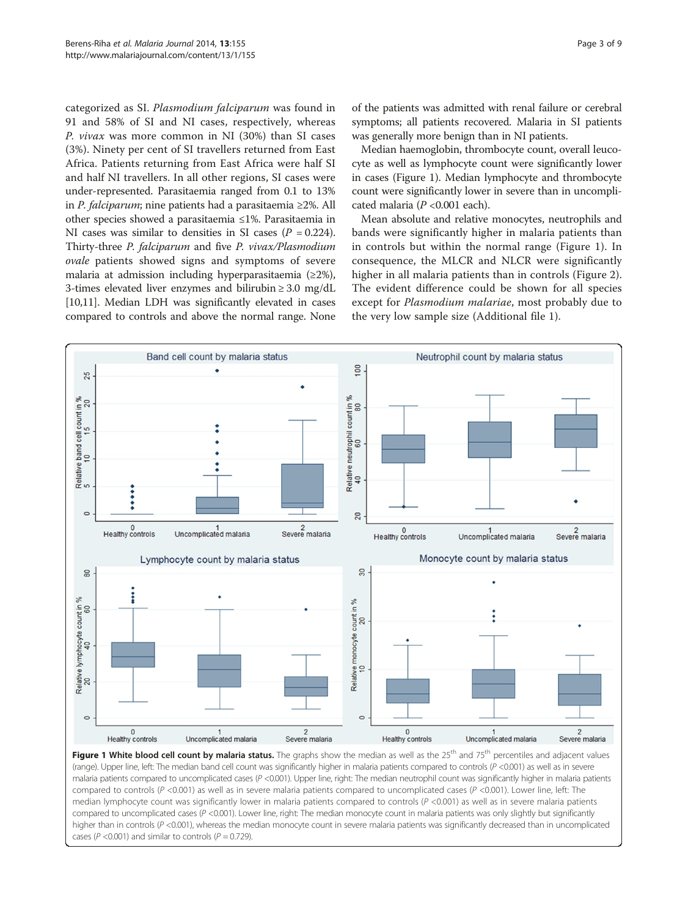categorized as SI. *Plasmodium falciparum* was found in 91 and 58% of SI and NI cases, respectively, whereas *P. vivax* was more common in NI (30%) than SI cases (3%). Ninety per cent of SI travellers returned from East Africa. Patients returning from East Africa were half SI and half NI travellers. In all other regions, SI cases were under-represented. Parasitaemia ranged from 0.1 to 13% in *P. falciparum*; nine patients had a parasitaemia ≥2%. All other species showed a parasitaemia ≤1%. Parasitaemia in NI cases was similar to densities in SI cases ($P = 0.224$). Thirty-three *P. falciparum* and five *P. vivax/Plasmodium ovale* patients showed signs and symptoms of severe malaria at admission including hyperparasitaemia (≥2%), 3-times elevated liver enzymes and bilirubin ≥ 3.0 mg/dL [10,11]. Median LDH was significantly elevated in cases compared to controls and above the normal range. None of the patients was admitted with renal failure or cerebral symptoms; all patients recovered. Malaria in SI patients was generally more benign than in NI patients.

Median haemoglobin, thrombocyte count, overall leucocyte as well as lymphocyte count were significantly lower in cases (Figure 1). Median lymphocyte and thrombocyte count were significantly lower in severe than in uncomplicated malaria ($P < 0.001$ each).

Mean absolute and relative monocytes, neutrophils and bands were significantly higher in malaria patients than in controls but within the normal range (Figure 1). In consequence, the MLCR and NLCR were significantly higher in all malaria patients than in controls (Figure 2). The evident difference could be shown for all species except for *Plasmodium malariae*, most probably due to the very low sample size (Additional file 1).

**Figure 1 White blood cell count by malaria status.** The graphs show the median as well as the 25[th] and 75[th] percentiles and adjacent values (range). Upper line, left: The median band cell count was significantly higher in malaria patients compared to controls ($P < 0.001$) as well as in severe malaria patients compared to uncomplicated cases ($P < 0.001$). Upper line, right: The median neutrophil count was significantly higher in malaria patients compared to controls ($P < 0.001$) as well as in severe malaria patients compared to uncomplicated cases ($P < 0.001$). Lower line, left: The median lymphocyte count was significantly lower in malaria patients compared to controls ($P < 0.001$) as well as in severe malaria patients compared to uncomplicated cases ($P < 0.001$). Lower line, right: The median monocyte count in malaria patients was only slightly but significantly higher than in controls ($P < 0.001$), whereas the median monocyte count in severe malaria patients was significantly decreased than in uncomplicated cases ($P < 0.001$) and similar to controls ($P = 0.729$).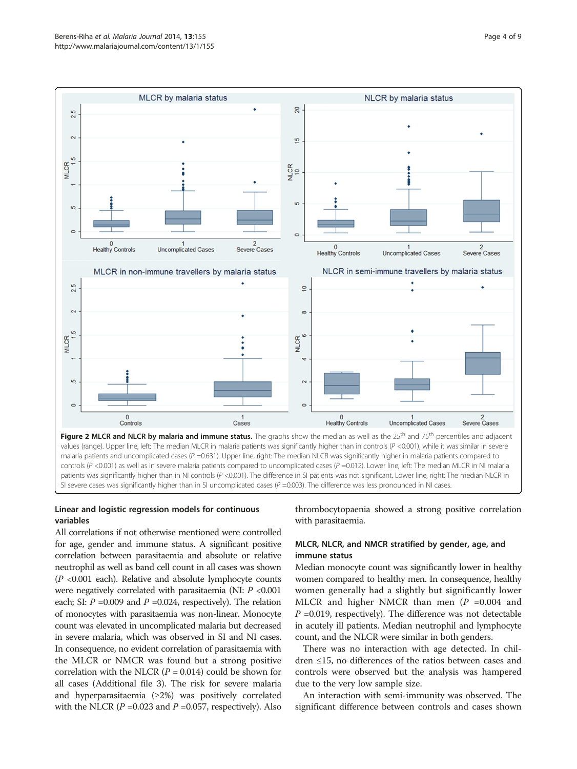**Figure 2 MLCR and NLCR by malaria and immune status.** The graphs show the median as well as the 25th and 75th percentiles and adjacent values (range). Upper line, left: The median MLCR in malaria patients was significantly higher than in controls ($P$ <0.001), while it was similar in severe malaria patients and uncomplicated cases ($P$ =0.631). Upper line, right: The median NLCR was significantly higher in malaria patients compared to controls ($P$ <0.001) as well as in severe malaria patients compared to uncomplicated cases ($P$ =0.012). Lower line, left: The median MLCR in NI malaria patients was significantly higher than in NI controls ($P$ <0.001). The difference in SI patients was not significant. Lower line, right: The median NLCR in SI severe cases was significantly higher than in SI uncomplicated cases ($P$ =0.003). The difference was less pronounced in NI cases.

### Linear and logistic regression models for continuous variables

All correlations if not otherwise mentioned were controlled for age, gender and immune status. A significant positive correlation between parasitaemia and absolute or relative neutrophil as well as band cell count in all cases was shown ($P$ <0.001 each). Relative and absolute lymphocyte counts were negatively correlated with parasitaemia (NI: $P$ <0.001 each; SI: $P$ =0.009 and $P$ =0.024, respectively). The relation of monocytes with parasitaemia was non-linear. Monocyte count was elevated in uncomplicated malaria but decreased in severe malaria, which was observed in SI and NI cases. In consequence, no evident correlation of parasitaemia with the MLCR or NMCR was found but a strong positive correlation with the NLCR ($P$ = 0.014) could be shown for all cases (Additional file 3). The risk for severe malaria and hyperparasitaemia (≥2%) was positively correlated with the NLCR ($P$ =0.023 and $P$ =0.057, respectively). Also thrombocytopaenia showed a strong positive correlation with parasitaemia.

### MLCR, NLCR, and NMCR stratified by gender, age, and immune status

Median monocyte count was significantly lower in healthy women compared to healthy men. In consequence, healthy women generally had a slightly but significantly lower MLCR and higher NMCR than men ($P$ =0.004 and $P$ =0.019, respectively). The difference was not detectable in acutely ill patients. Median neutrophil and lymphocyte count, and the NLCR were similar in both genders.

There was no interaction with age detected. In children ≤15, no differences of the ratios between cases and controls were observed but the analysis was hampered due to the very low sample size.

An interaction with semi-immunity was observed. The significant difference between controls and cases shown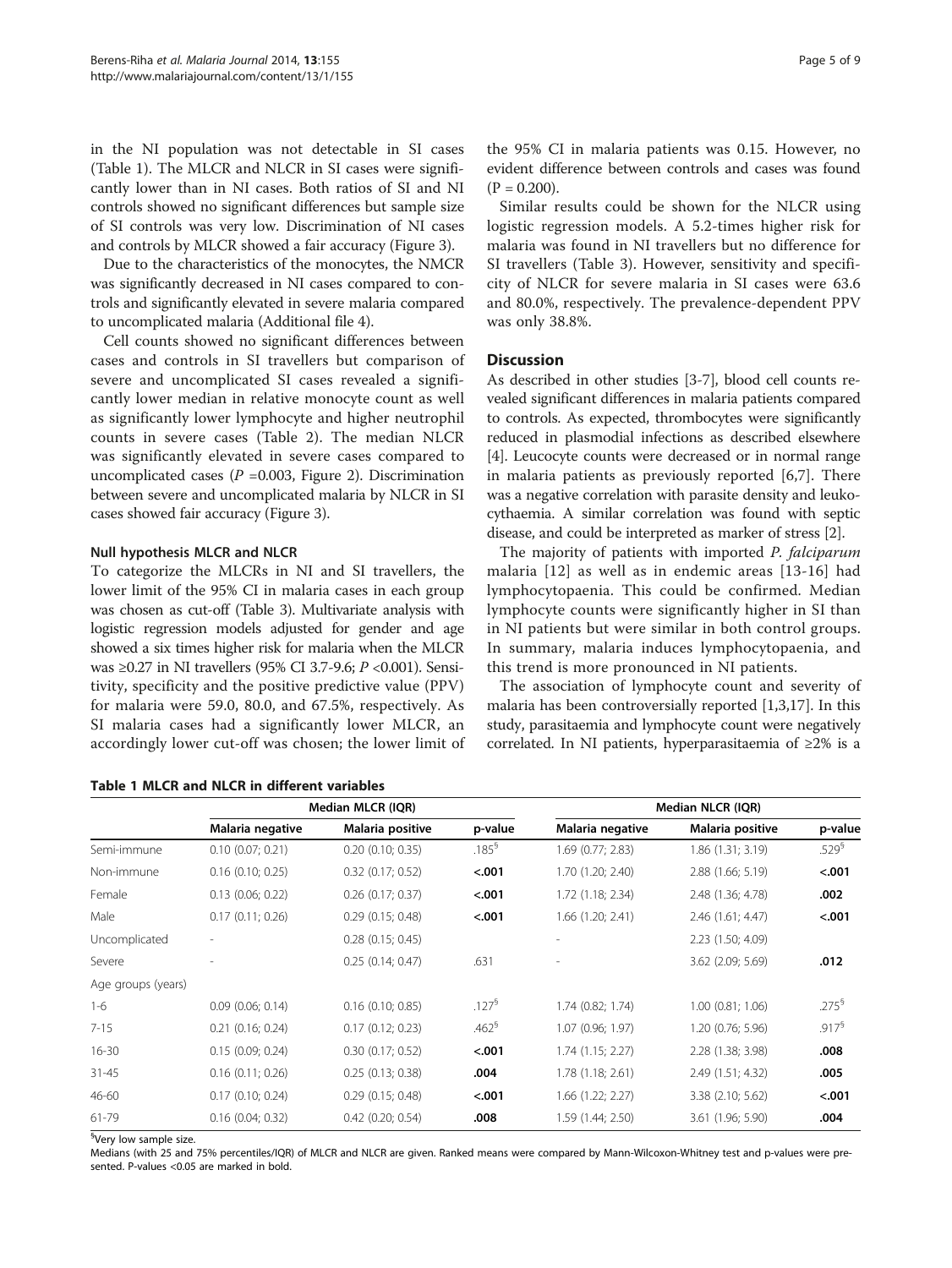in the NI population was not detectable in SI cases (Table 1). The MLCR and NLCR in SI cases were significantly lower than in NI cases. Both ratios of SI and NI controls showed no significant differences but sample size of SI controls was very low. Discrimination of NI cases and controls by MLCR showed a fair accuracy (Figure 3).

Due to the characteristics of the monocytes, the NMCR was significantly decreased in NI cases compared to controls and significantly elevated in severe malaria compared to uncomplicated malaria (Additional file 4).

Cell counts showed no significant differences between cases and controls in SI travellers but comparison of severe and uncomplicated SI cases revealed a significantly lower median in relative monocyte count as well as significantly lower lymphocyte and higher neutrophil counts in severe cases (Table 2). The median NLCR was significantly elevated in severe cases compared to uncomplicated cases ($P$ =0.003, Figure 2). Discrimination between severe and uncomplicated malaria by NLCR in SI cases showed fair accuracy (Figure 3).

#### Null hypothesis MLCR and NLCR

To categorize the MLCRs in NI and SI travellers, the lower limit of the 95% CI in malaria cases in each group was chosen as cut-off (Table 3). Multivariate analysis with logistic regression models adjusted for gender and age showed a six times higher risk for malaria when the MLCR was ≥0.27 in NI travellers (95% CI 3.7-9.6; $P$ <0.001). Sensitivity, specificity and the positive predictive value (PPV) for malaria were 59.0, 80.0, and 67.5%, respectively. As SI malaria cases had a significantly lower MLCR, an accordingly lower cut-off was chosen; the lower limit of the 95% CI in malaria patients was 0.15. However, no evident difference between controls and cases was found ($P$ = 0.200).

Similar results could be shown for the NLCR using logistic regression models. A 5.2-times higher risk for malaria was found in NI travellers but no difference for SI travellers (Table 3). However, sensitivity and specificity of NLCR for severe malaria in SI cases were 63.6 and 80.0%, respectively. The prevalence-dependent PPV was only 38.8%.

## Discussion

As described in other studies [3-7], blood cell counts revealed significant differences in malaria patients compared to controls. As expected, thrombocytes were significantly reduced in plasmodial infections as described elsewhere [4]. Leucocyte counts were decreased or in normal range in malaria patients as previously reported [6,7]. There was a negative correlation with parasite density and leukocythaemia. A similar correlation was found with septic disease, and could be interpreted as marker of stress [2].

The majority of patients with imported *P. falciparum* malaria [12] as well as in endemic areas [13-16] had lymphocytopaenia. This could be confirmed. Median lymphocyte counts were significantly higher in SI than in NI patients but were similar in both control groups. In summary, malaria induces lymphocytopaenia, and this trend is more pronounced in NI patients.

The association of lymphocyte count and severity of malaria has been controversially reported [1,3,17]. In this study, parasitaemia and lymphocyte count were negatively correlated. In NI patients, hyperparasitaemia of ≥2% is a

**Table 1 MLCR and NLCR in different variables**

| | Median MLCR (IQR) | | | Median NLCR (IQR) | | |
|---|---|---|---|---|---|---|
| | Malaria negative | Malaria positive | p-value | Malaria negative | Malaria positive | p-value |
| Semi-immune | 0.10 (0.07; 0.21) | 0.20 (0.10; 0.35) | .185[§] | 1.69 (0.77; 2.83) | 1.86 (1.31; 3.19) | .529[§] |
| Non-immune | 0.16 (0.10; 0.25) | 0.32 (0.17; 0.52) | **<.001** | 1.70 (1.20; 2.40) | 2.88 (1.66; 5.19) | **<.001** |
| Female | 0.13 (0.06; 0.22) | 0.26 (0.17; 0.37) | **<.001** | 1.72 (1.18; 2.34) | 2.48 (1.36; 4.78) | **.002** |
| Male | 0.17 (0.11; 0.26) | 0.29 (0.15; 0.48) | **<.001** | 1.66 (1.20; 2.41) | 2.46 (1.61; 4.47) | **<.001** |
| Uncomplicated | - | 0.28 (0.15; 0.45) | | - | 2.23 (1.50; 4.09) | |
| Severe | - | 0.25 (0.14; 0.47) | .631 | - | 3.62 (2.09; 5.69) | **.012** |
| Age groups (years) | | | | | | |
| 1-6 | 0.09 (0.06; 0.14) | 0.16 (0.10; 0.85) | .127[§] | 1.74 (0.82; 1.74) | 1.00 (0.81; 1.06) | .275[§] |
| 7-15 | 0.21 (0.16; 0.24) | 0.17 (0.12; 0.23) | .462[§] | 1.07 (0.96; 1.97) | 1.20 (0.76; 5.96) | .917[§] |
| 16-30 | 0.15 (0.09; 0.24) | 0.30 (0.17; 0.52) | **<.001** | 1.74 (1.15; 2.27) | 2.28 (1.38; 3.98) | **.008** |
| 31-45 | 0.16 (0.11; 0.26) | 0.25 (0.13; 0.38) | **.004** | 1.78 (1.18; 2.61) | 2.49 (1.51; 4.32) | **.005** |
| 46-60 | 0.17 (0.10; 0.24) | 0.29 (0.15; 0.48) | **<.001** | 1.66 (1.22; 2.27) | 3.38 (2.10; 5.62) | **<.001** |
| 61-79 | 0.16 (0.04; 0.32) | 0.42 (0.20; 0.54) | **.008** | 1.59 (1.44; 2.50) | 3.61 (1.96; 5.90) | **.004** |

[§]Very low sample size.

Medians (with 25 and 75% percentiles/IQR) of MLCR and NLCR are given. Ranked means were compared by Mann-Wilcoxon-Whitney test and p-values were presented. P-values <0.05 are marked in bold.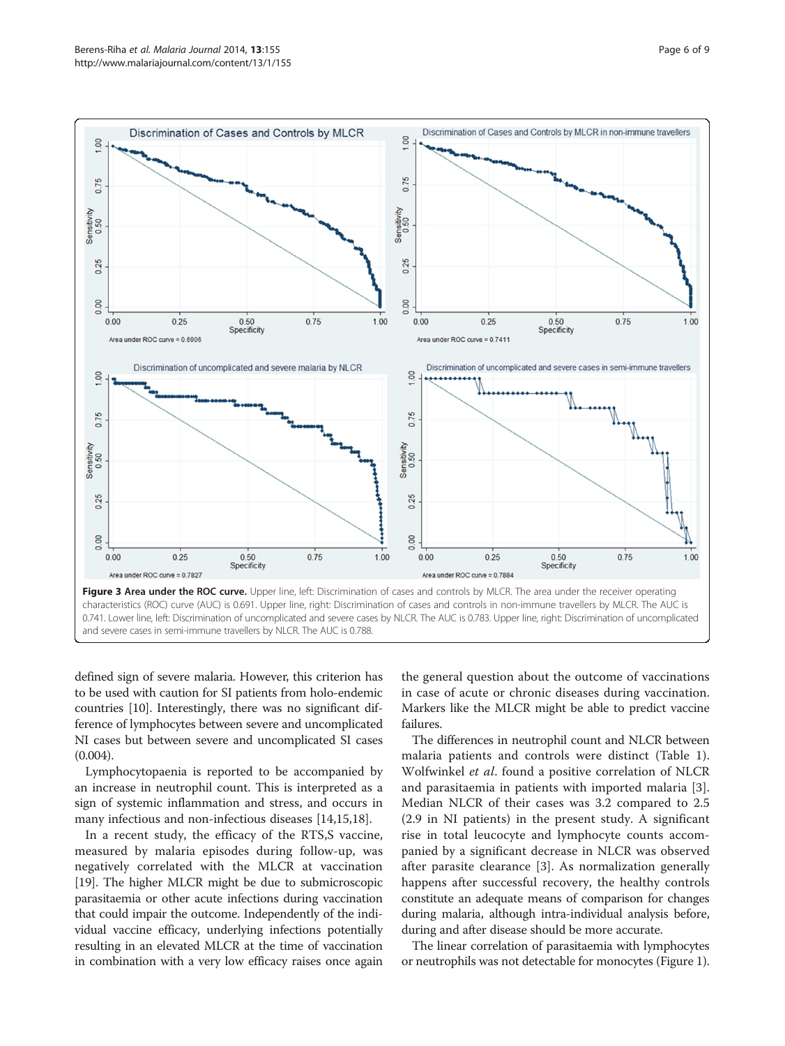**Figure 3 Area under the ROC curve.** Upper line, left: Discrimination of cases and controls by MLCR. The area under the receiver operating characteristics (ROC) curve (AUC) is 0.691. Upper line, right: Discrimination of cases and controls in non-immune travellers by MLCR. The AUC is 0.741. Lower line, left: Discrimination of uncomplicated and severe cases by NLCR. The AUC is 0.783. Upper line, right: Discrimination of uncomplicated and severe cases in semi-immune travellers by NLCR. The AUC is 0.788.

defined sign of severe malaria. However, this criterion has to be used with caution for SI patients from holo-endemic countries [10]. Interestingly, there was no significant difference of lymphocytes between severe and uncomplicated NI cases but between severe and uncomplicated SI cases (0.004).

Lymphocytopaenia is reported to be accompanied by an increase in neutrophil count. This is interpreted as a sign of systemic inflammation and stress, and occurs in many infectious and non-infectious diseases [14,15,18].

In a recent study, the efficacy of the RTS,S vaccine, measured by malaria episodes during follow-up, was negatively correlated with the MLCR at vaccination [19]. The higher MLCR might be due to submicroscopic parasitaemia or other acute infections during vaccination that could impair the outcome. Independently of the individual vaccine efficacy, underlying infections potentially resulting in an elevated MLCR at the time of vaccination in combination with a very low efficacy raises once again the general question about the outcome of vaccinations in case of acute or chronic diseases during vaccination. Markers like the MLCR might be able to predict vaccine failures.

The differences in neutrophil count and NLCR between malaria patients and controls were distinct (Table 1). Wolfwinkel *et al*. found a positive correlation of NLCR and parasitaemia in patients with imported malaria [3]. Median NLCR of their cases was 3.2 compared to 2.5 (2.9 in NI patients) in the present study. A significant rise in total leucocyte and lymphocyte counts accompanied by a significant decrease in NLCR was observed after parasite clearance [3]. As normalization generally happens after successful recovery, the healthy controls constitute an adequate means of comparison for changes during malaria, although intra-individual analysis before, during and after disease should be more accurate.

The linear correlation of parasitaemia with lymphocytes or neutrophils was not detectable for monocytes (Figure 1).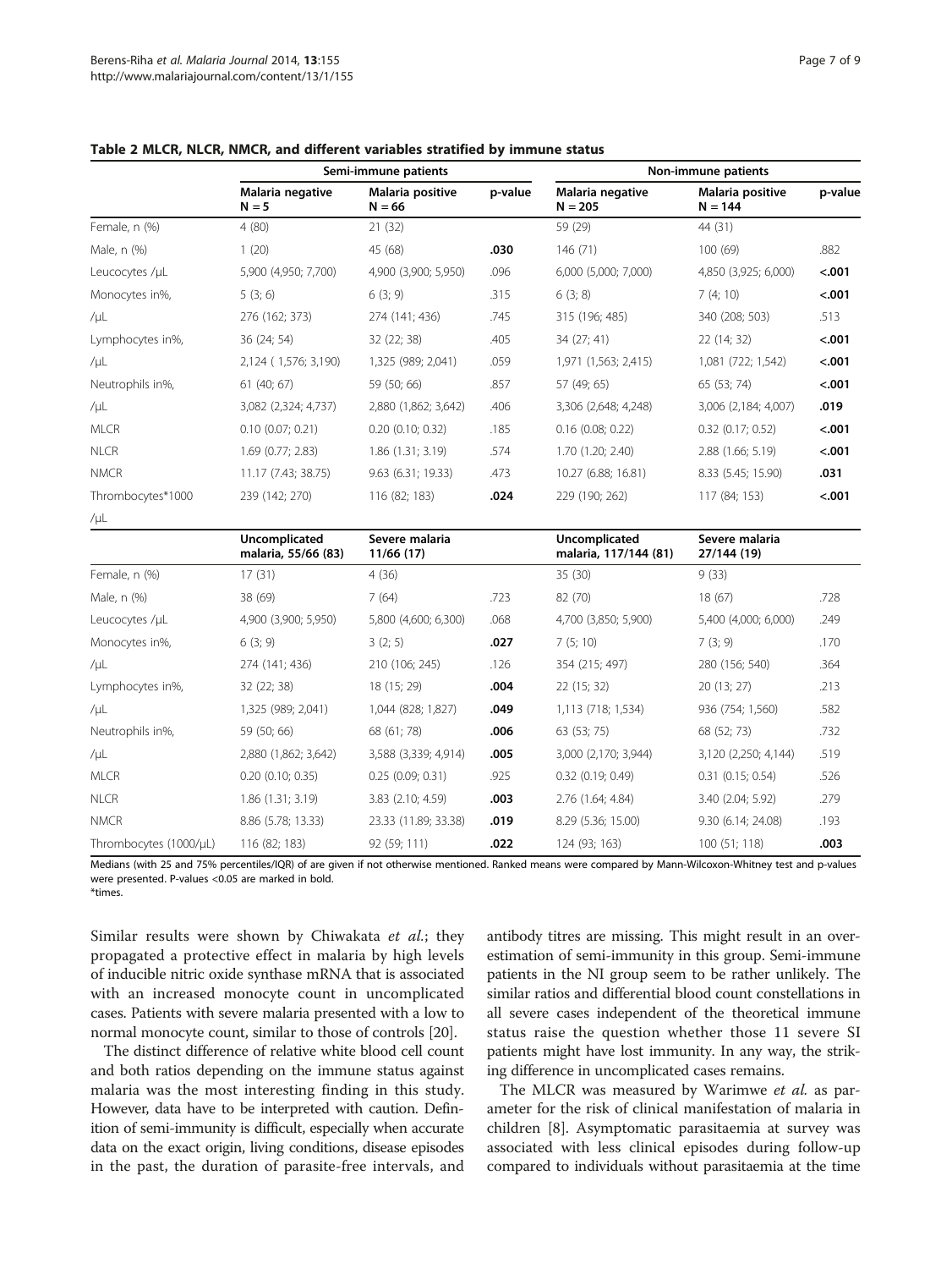**Table 2 MLCR, NLCR, NMCR, and different variables stratified by immune status**

| | Semi-immune patients | | | Non-immune patients | | |
|---|---|---|---|---|---|---|
| | Malaria negative N = 5 | Malaria positive N = 66 | p-value | Malaria negative N = 205 | Malaria positive N = 144 | p-value |
| Female, n (%) | 4 (80) | 21 (32) | | 59 (29) | 44 (31) | |
| Male, n (%) | 1 (20) | 45 (68) | **.030** | 146 (71) | 100 (69) | .882 |
| Leucocytes /µL | 5,900 (4,950; 7,700) | 4,900 (3,900; 5,950) | .096 | 6,000 (5,000; 7,000) | 4,850 (3,925; 6,000) | **<.001** |
| Monocytes in%, | 5 (3; 6) | 6 (3; 9) | .315 | 6 (3; 8) | 7 (4; 10) | **<.001** |
| /µL | 276 (162; 373) | 274 (141; 436) | .745 | 315 (196; 485) | 340 (208; 503) | .513 |
| Lymphocytes in%, | 36 (24; 54) | 32 (22; 38) | .405 | 34 (27; 41) | 22 (14; 32) | **<.001** |
| /µL | 2,124 ( 1,576; 3,190) | 1,325 (989; 2,041) | .059 | 1,971 (1,563; 2,415) | 1,081 (722; 1,542) | **<.001** |
| Neutrophils in%, | 61 (40; 67) | 59 (50; 66) | .857 | 57 (49; 65) | 65 (53; 74) | **<.001** |
| /µL | 3,082 (2,324; 4,737) | 2,880 (1,862; 3,642) | .406 | 3,306 (2,648; 4,248) | 3,006 (2,184; 4,007) | **.019** |
| MLCR | 0.10 (0.07; 0.21) | 0.20 (0.10; 0.32) | .185 | 0.16 (0.08; 0.22) | 0.32 (0.17; 0.52) | **<.001** |
| NLCR | 1.69 (0.77; 2.83) | 1.86 (1.31; 3.19) | .574 | 1.70 (1.20; 2.40) | 2.88 (1.66; 5.19) | **<.001** |
| NMCR | 11.17 (7.43; 38.75) | 9.63 (6.31; 19.33) | .473 | 10.27 (6.88; 16.81) | 8.33 (5.45; 15.90) | **.031** |
| Thrombocytes*1000 /µL | 239 (142; 270) | 116 (82; 183) | **.024** | 229 (190; 262) | 117 (84; 153) | **<.001** |
| | **Uncomplicated malaria, 55/66 (83)** | **Severe malaria 11/66 (17)** | | **Uncomplicated malaria, 117/144 (81)** | **Severe malaria 27/144 (19)** | |
| Female, n (%) | 17 (31) | 4 (36) | | 35 (30) | 9 (33) | |
| Male, n (%) | 38 (69) | 7 (64) | .723 | 82 (70) | 18 (67) | .728 |
| Leucocytes /µL | 4,900 (3,900; 5,950) | 5,800 (4,600; 6,300) | .068 | 4,700 (3,850; 5,900) | 5,400 (4,000; 6,000) | .249 |
| Monocytes in%, | 6 (3; 9) | 3 (2; 5) | **.027** | 7 (5; 10) | 7 (3; 9) | .170 |
| /µL | 274 (141; 436) | 210 (106; 245) | .126 | 354 (215; 497) | 280 (156; 540) | .364 |
| Lymphocytes in%, | 32 (22; 38) | 18 (15; 29) | **.004** | 22 (15; 32) | 20 (13; 27) | .213 |
| /µL | 1,325 (989; 2,041) | 1,044 (828; 1,827) | **.049** | 1,113 (718; 1,534) | 936 (754; 1,560) | .582 |
| Neutrophils in%, | 59 (50; 66) | 68 (61; 78) | **.006** | 63 (53; 75) | 68 (52; 73) | .732 |
| /µL | 2,880 (1,862; 3,642) | 3,588 (3,339; 4,914) | **.005** | 3,000 (2,170; 3,944) | 3,120 (2,250; 4,144) | .519 |
| MLCR | 0.20 (0.10; 0.35) | 0.25 (0.09; 0.31) | .925 | 0.32 (0.19; 0.49) | 0.31 (0.15; 0.54) | .526 |
| NLCR | 1.86 (1.31; 3.19) | 3.83 (2.10; 4.59) | **.003** | 2.76 (1.64; 4.84) | 3.40 (2.04; 5.92) | .279 |
| NMCR | 8.86 (5.78; 13.33) | 23.33 (11.89; 33.38) | **.019** | 8.29 (5.36; 15.00) | 9.30 (6.14; 24.08) | .193 |
| Thrombocytes (1000/µL) | 116 (82; 183) | 92 (59; 111) | **.022** | 124 (93; 163) | 100 (51; 118) | **.003** |

Medians (with 25 and 75% percentiles/IQR) of are given if not otherwise mentioned. Ranked means were compared by Mann-Wilcoxon-Whitney test and p-values were presented. P-values <0.05 are marked in bold.
*times.

Similar results were shown by Chiwakata *et al.*; they propagated a protective effect in malaria by high levels of inducible nitric oxide synthase mRNA that is associated with an increased monocyte count in uncomplicated cases. Patients with severe malaria presented with a low to normal monocyte count, similar to those of controls [20].

The distinct difference of relative white blood cell count and both ratios depending on the immune status against malaria was the most interesting finding in this study. However, data have to be interpreted with caution. Definition of semi-immunity is difficult, especially when accurate data on the exact origin, living conditions, disease episodes in the past, the duration of parasite-free intervals, and antibody titres are missing. This might result in an overestimation of semi-immunity in this group. Semi-immune patients in the NI group seem to be rather unlikely. The similar ratios and differential blood count constellations in all severe cases independent of the theoretical immune status raise the question whether those 11 severe SI patients might have lost immunity. In any way, the striking difference in uncomplicated cases remains.

The MLCR was measured by Warimwe *et al.* as parameter for the risk of clinical manifestation of malaria in children [8]. Asymptomatic parasitaemia at survey was associated with less clinical episodes during follow-up compared to individuals without parasitaemia at the time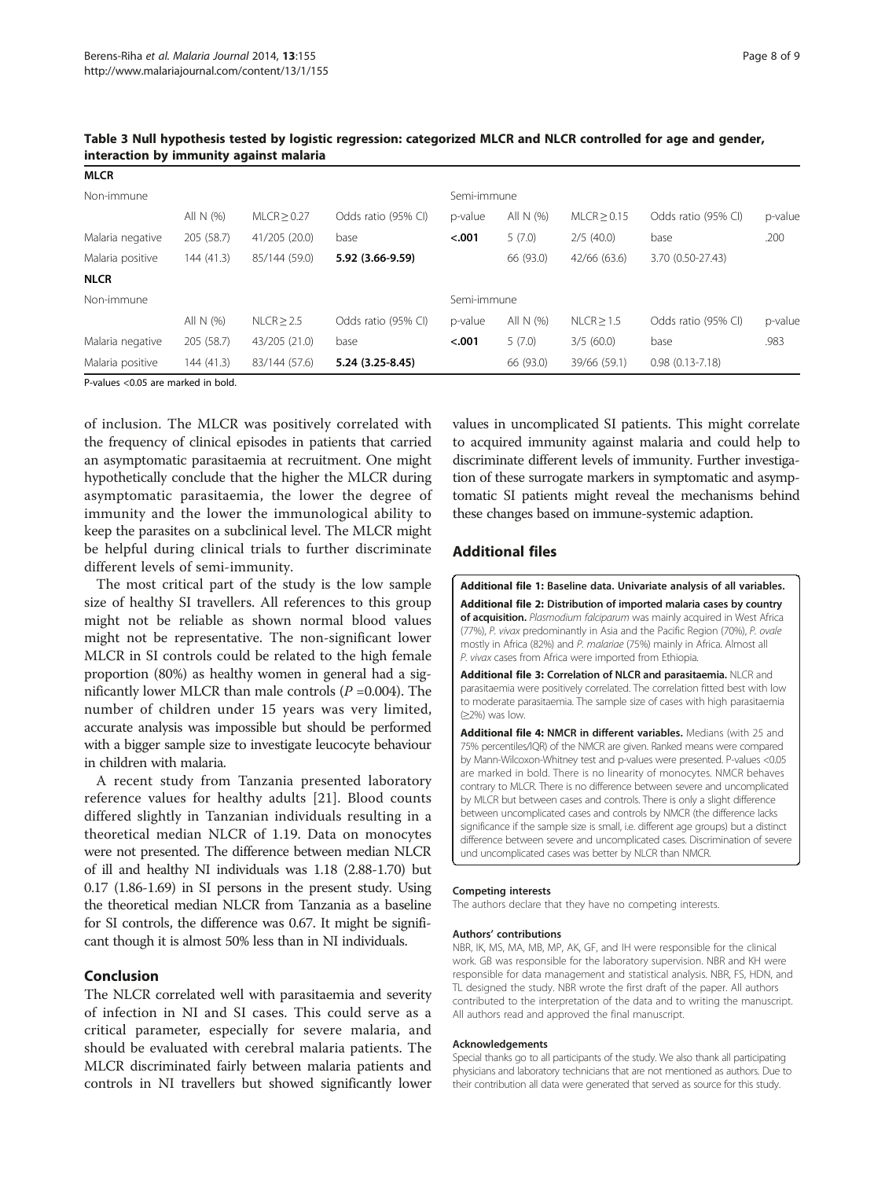**Table 3 Null hypothesis tested by logistic regression: categorized MLCR and NLCR controlled for age and gender, interaction by immunity against malaria**

| **MLCR** | | | | | | | | |
|---|---|---|---|---|---|---|---|---|
| Non-immune | | | | Semi-immune | | | | |
| | All N (%) | MLCR ≥ 0.27 | Odds ratio (95% CI) | p-value | All N (%) | MLCR ≥ 0.15 | Odds ratio (95% CI) | p-value |
| Malaria negative | 205 (58.7) | 41/205 (20.0) | base | **<.001** | 5 (7.0) | 2/5 (40.0) | base | .200 |
| Malaria positive | 144 (41.3) | 85/144 (59.0) | **5.92 (3.66-9.59)** | | 66 (93.0) | 42/66 (63.6) | 3.70 (0.50-27.43) | |
| **NLCR** | | | | | | | | |
| Non-immune | | | | Semi-immune | | | | |
| | All N (%) | NLCR ≥ 2.5 | Odds ratio (95% CI) | p-value | All N (%) | NLCR ≥ 1.5 | Odds ratio (95% CI) | p-value |
| Malaria negative | 205 (58.7) | 43/205 (21.0) | base | **<.001** | 5 (7.0) | 3/5 (60.0) | base | .983 |
| Malaria positive | 144 (41.3) | 83/144 (57.6) | **5.24 (3.25-8.45)** | | 66 (93.0) | 39/66 (59.1) | 0.98 (0.13-7.18) | |

P-values <0.05 are marked in bold.

of inclusion. The MLCR was positively correlated with the frequency of clinical episodes in patients that carried an asymptomatic parasitaemia at recruitment. One might hypothetically conclude that the higher the MLCR during asymptomatic parasitaemia, the lower the degree of immunity and the lower the immunological ability to keep the parasites on a subclinical level. The MLCR might be helpful during clinical trials to further discriminate different levels of semi-immunity.

The most critical part of the study is the low sample size of healthy SI travellers. All references to this group might not be reliable as shown normal blood values might not be representative. The non-significant lower MLCR in SI controls could be related to the high female proportion (80%) as healthy women in general had a significantly lower MLCR than male controls (*P* =0.004). The number of children under 15 years was very limited, accurate analysis was impossible but should be performed with a bigger sample size to investigate leucocyte behaviour in children with malaria.

A recent study from Tanzania presented laboratory reference values for healthy adults [21]. Blood counts differed slightly in Tanzanian individuals resulting in a theoretical median NLCR of 1.19. Data on monocytes were not presented. The difference between median NLCR of ill and healthy NI individuals was 1.18 (2.88-1.70) but 0.17 (1.86-1.69) in SI persons in the present study. Using the theoretical median NLCR from Tanzania as a baseline for SI controls, the difference was 0.67. It might be significant though it is almost 50% less than in NI individuals.

## Conclusion

The NLCR correlated well with parasitaemia and severity of infection in NI and SI cases. This could serve as a critical parameter, especially for severe malaria, and should be evaluated with cerebral malaria patients. The MLCR discriminated fairly between malaria patients and controls in NI travellers but showed significantly lower values in uncomplicated SI patients. This might correlate to acquired immunity against malaria and could help to discriminate different levels of immunity. Further investigation of these surrogate markers in symptomatic and asymptomatic SI patients might reveal the mechanisms behind these changes based on immune-systemic adaption.

## Additional files

**Additional file 1: Baseline data. Univariate analysis of all variables.**

**Additional file 2: Distribution of imported malaria cases by country of acquisition.** *Plasmodium falciparum* was mainly acquired in West Africa (77%), *P. vivax* predominantly in Asia and the Pacific Region (70%), *P. ovale* mostly in Africa (82%) and *P. malariae* (75%) mainly in Africa. Almost all *P. vivax* cases from Africa were imported from Ethiopia.

**Additional file 3: Correlation of NLCR and parasitaemia.** NLCR and parasitaemia were positively correlated. The correlation fitted best with low to moderate parasitaemia. The sample size of cases with high parasitaemia (≥2%) was low.

**Additional file 4: NMCR in different variables.** Medians (with 25 and 75% percentiles/IQR) of the NMCR are given. Ranked means were compared by Mann-Wilcoxon-Whitney test and p-values were presented. P-values <0.05 are marked in bold. There is no linearity of monocytes. NMCR behaves contrary to MLCR. There is no difference between severe and uncomplicated by MLCR but between cases and controls. There is only a slight difference between uncomplicated cases and controls by NMCR (the difference lacks significance if the sample size is small, i.e. different age groups) but a distinct difference between severe and uncomplicated cases. Discrimination of severe und uncomplicated cases was better by NLCR than NMCR.

#### Competing interests

The authors declare that they have no competing interests.

#### Authors' contributions

NBR, IK, MS, MA, MB, MP, AK, GF, and IH were responsible for the clinical work. GB was responsible for the laboratory supervision. NBR and KH were responsible for data management and statistical analysis. NBR, FS, HDN, and TL designed the study. NBR wrote the first draft of the paper. All authors contributed to the interpretation of the data and to writing the manuscript. All authors read and approved the final manuscript.

#### Acknowledgements

Special thanks go to all participants of the study. We also thank all participating physicians and laboratory technicians that are not mentioned as authors. Due to their contribution all data were generated that served as source for this study.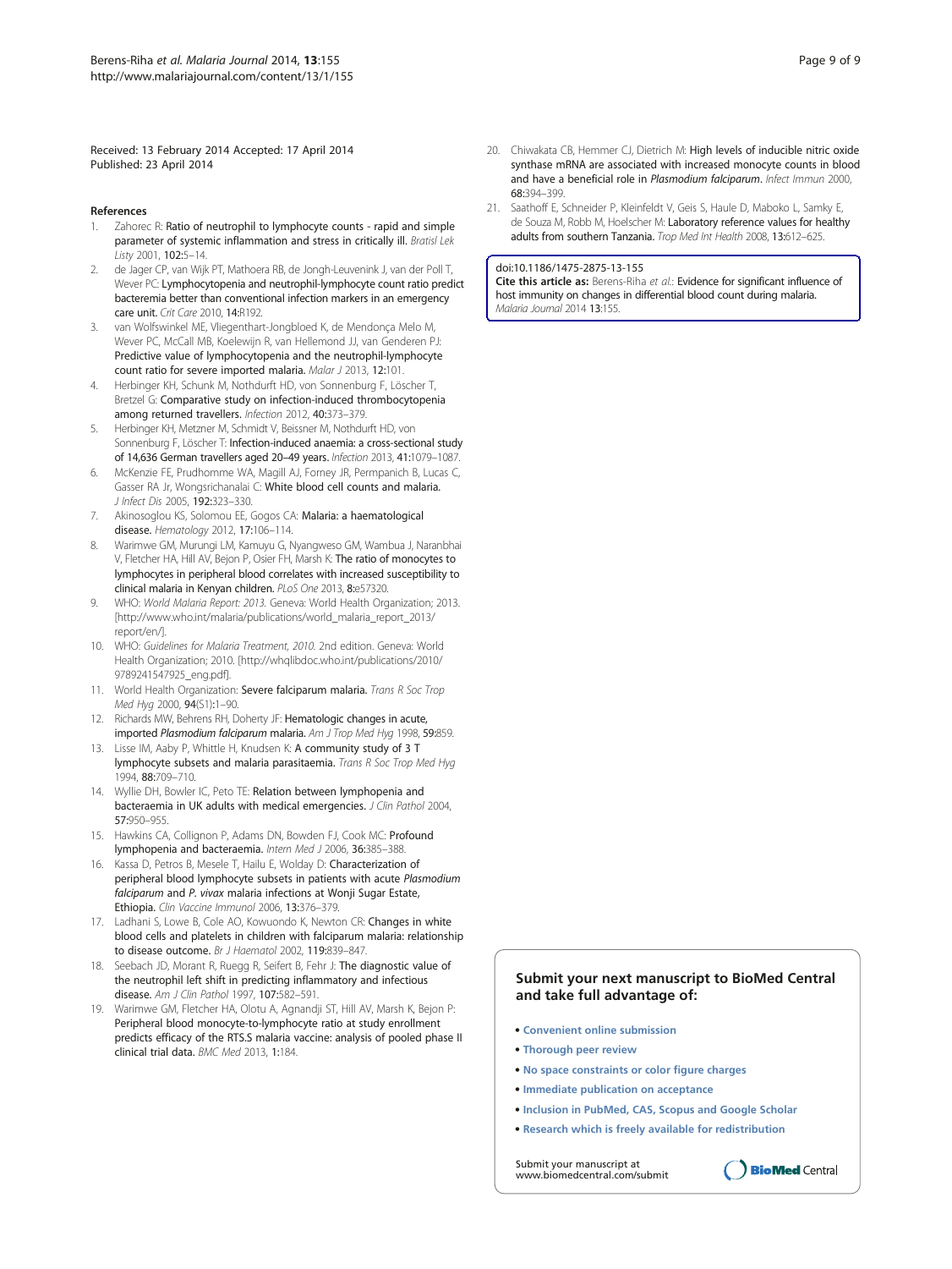Received: 13 February 2014 Accepted: 17 April 2014
Published: 23 April 2014

## References

1. Zahorec R: **Ratio of neutrophil to lymphocyte counts - rapid and simple parameter of systemic inflammation and stress in critically ill.** *Bratisl Lek Listy* 2001, **102:**5–14.
2. de Jager CP, van Wijk PT, Mathoera RB, de Jongh-Leuvenink J, van der Poll T, Wever PC: **Lymphocytopenia and neutrophil-lymphocyte count ratio predict bacteremia better than conventional infection markers in an emergency care unit.** *Crit Care* 2010, **14:**R192.
3. van Wolfswinkel ME, Vliegenthart-Jongbloed K, de Mendonça Melo M, Wever PC, McCall MB, Koelewijn R, van Hellemond JJ, van Genderen PJ: **Predictive value of lymphocytopenia and the neutrophil-lymphocyte count ratio for severe imported malaria.** *Malar J* 2013, **12:**101.
4. Herbinger KH, Schunk M, Nothdurft HD, von Sonnenburg F, Löscher T, Bretzel G: **Comparative study on infection-induced thrombocytopenia among returned travellers.** *Infection* 2012, **40:**373–379.
5. Herbinger KH, Metzner M, Schmidt V, Beissner M, Nothdurft HD, von Sonnenburg F, Löscher T: **Infection-induced anaemia: a cross-sectional study of 14,636 German travellers aged 20–49 years.** *Infection* 2013, **41:**1079–1087.
6. McKenzie FE, Prudhomme WA, Magill AJ, Forney JR, Permpanich B, Lucas C, Gasser RA Jr, Wongsrichanalai C: **White blood cell counts and malaria.** *J Infect Dis* 2005, **192:**323–330.
7. Akinosoglou KS, Solomou EE, Gogos CA: **Malaria: a haematological disease.** *Hematology* 2012, **17:**106–114.
8. Warimwe GM, Murungi LM, Kamuyu G, Nyangweso GM, Wambua J, Naranbhai V, Fletcher HA, Hill AV, Bejon P, Osier FH, Marsh K: **The ratio of monocytes to lymphocytes in peripheral blood correlates with increased susceptibility to clinical malaria in Kenyan children.** *PLoS One* 2013, **8:**e57320.
9. WHO: *World Malaria Report: 2013.* Geneva: World Health Organization; 2013. [http://www.who.int/malaria/publications/world_malaria_report_2013/report/en/].
10. WHO: *Guidelines for Malaria Treatment, 2010.* 2nd edition. Geneva: World Health Organization; 2010. [http://whqlibdoc.who.int/publications/2010/9789241547925_eng.pdf].
11. World Health Organization: **Severe falciparum malaria.** *Trans R Soc Trop Med Hyg* 2000, **94**(S1)**:**1–90.
12. Richards MW, Behrens RH, Doherty JF: **Hematologic changes in acute, imported *Plasmodium falciparum* malaria.** *Am J Trop Med Hyg* 1998, **59:**859.
13. Lisse IM, Aaby P, Whittle H, Knudsen K: **A community study of 3 T lymphocyte subsets and malaria parasitaemia.** *Trans R Soc Trop Med Hyg* 1994, **88:**709–710.
14. Wyllie DH, Bowler IC, Peto TE: **Relation between lymphopenia and bacteraemia in UK adults with medical emergencies.** *J Clin Pathol* 2004, **57:**950–955.
15. Hawkins CA, Collignon P, Adams DN, Bowden FJ, Cook MC: **Profound lymphopenia and bacteraemia.** *Intern Med J* 2006, **36:**385–388.
16. Kassa D, Petros B, Mesele T, Hailu E, Wolday D: **Characterization of peripheral blood lymphocyte subsets in patients with acute *Plasmodium falciparum* and *P. vivax* malaria infections at Wonji Sugar Estate, Ethiopia.** *Clin Vaccine Immunol* 2006, **13:**376–379.
17. Ladhani S, Lowe B, Cole AO, Kowuondo K, Newton CR: **Changes in white blood cells and platelets in children with falciparum malaria: relationship to disease outcome.** *Br J Haematol* 2002, **119:**839–847.
18. Seebach JD, Morant R, Ruegg R, Seifert B, Fehr J: **The diagnostic value of the neutrophil left shift in predicting inflammatory and infectious disease.** *Am J Clin Pathol* 1997, **107:**582–591.
19. Warimwe GM, Fletcher HA, Olotu A, Agnandji ST, Hill AV, Marsh K, Bejon P: **Peripheral blood monocyte-to-lymphocyte ratio at study enrollment predicts efficacy of the RTS.S malaria vaccine: analysis of pooled phase II clinical trial data.** *BMC Med* 2013, **1:**184.
20. Chiwakata CB, Hemmer CJ, Dietrich M: **High levels of inducible nitric oxide synthase mRNA are associated with increased monocyte counts in blood and have a beneficial role in *Plasmodium falciparum*.** *Infect Immun* 2000, **68:**394–399.
21. Saathoff E, Schneider P, Kleinfeldt V, Geis S, Haule D, Maboko L, Samky E, de Souza M, Robb M, Hoelscher M: **Laboratory reference values for healthy adults from southern Tanzania.** *Trop Med Int Health* 2008, **13:**612–625.

doi:10.1186/1475-2875-13-155

**Cite this article as:** Berens-Riha *et al.*: Evidence for significant influence of host immunity on changes in differential blood count during malaria. *Malaria Journal* 2014 **13**:155.

**Submit your next manuscript to BioMed Central and take full advantage of:**

- **Convenient online submission**
- **Thorough peer review**
- **No space constraints or color figure charges**
- **Immediate publication on acceptance**
- **Inclusion in PubMed, CAS, Scopus and Google Scholar**
- **Research which is freely available for redistribution**

Submit your manuscript at
www.biomedcentral.com/submit

BioMed Central